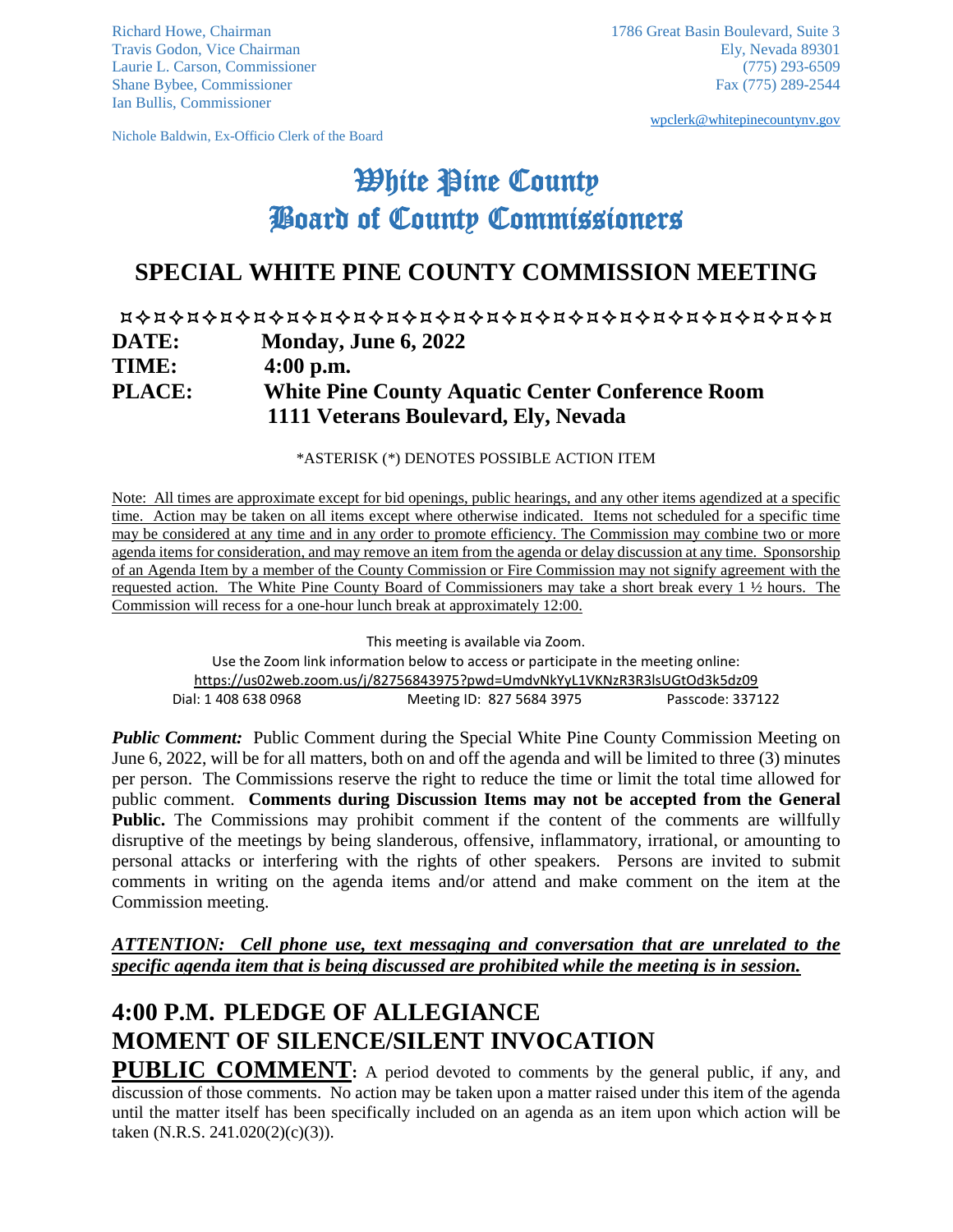Richard Howe, Chairman
Travis Godon, Vice Chairman
Laurie L. Carson, Commissioner
Shane Bybee, Commissioner
Ian Bullis, Commissioner

Nichole Baldwin, Ex-Officio Clerk of the Board

1786 Great Basin Boulevard, Suite 3
Ely, Nevada 89301
(775) 293-6509
Fax (775) 289-2544

wpclerk@whitepinecountynv.gov

# White Pine County
# Board of County Commissioners

## SPECIAL WHITE PINE COUNTY COMMISSION MEETING

**DATE:** **Monday, June 6, 2022**
**TIME:** **4:00 p.m.**
**PLACE:** **White Pine County Aquatic Center Conference Room**
**1111 Veterans Boulevard, Ely, Nevada**

*ASTERISK (*) DENOTES POSSIBLE ACTION ITEM

Note: All times are approximate except for bid openings, public hearings, and any other items agendized at a specific time. Action may be taken on all items except where otherwise indicated. Items not scheduled for a specific time may be considered at any time and in any order to promote efficiency. The Commission may combine two or more agenda items for consideration, and may remove an item from the agenda or delay discussion at any time. Sponsorship of an Agenda Item by a member of the County Commission or Fire Commission may not signify agreement with the requested action. The White Pine County Board of Commissioners may take a short break every 1 ½ hours. The Commission will recess for a one-hour lunch break at approximately 12:00.

This meeting is available via Zoom.
Use the Zoom link information below to access or participate in the meeting online:
https://us02web.zoom.us/j/82756843975?pwd=UmdvNkYyL1VKNzR3R3lsUGtOd3k5dz09
Dial: 1 408 638 0968 Meeting ID: 827 5684 3975 Passcode: 337122

***Public Comment:*** Public Comment during the Special White Pine County Commission Meeting on June 6, 2022, will be for all matters, both on and off the agenda and will be limited to three (3) minutes per person. The Commissions reserve the right to reduce the time or limit the total time allowed for public comment. **Comments during Discussion Items may not be accepted from the General Public.** The Commissions may prohibit comment if the content of the comments are willfully disruptive of the meetings by being slanderous, offensive, inflammatory, irrational, or amounting to personal attacks or interfering with the rights of other speakers. Persons are invited to submit comments in writing on the agenda items and/or attend and make comment on the item at the Commission meeting.

***ATTENTION: Cell phone use, text messaging and conversation that are unrelated to the specific agenda item that is being discussed are prohibited while the meeting is in session.***

## 4:00 P.M. PLEDGE OF ALLEGIANCE
## MOMENT OF SILENCE/SILENT INVOCATION

**PUBLIC COMMENT:** A period devoted to comments by the general public, if any, and discussion of those comments. No action may be taken upon a matter raised under this item of the agenda until the matter itself has been specifically included on an agenda as an item upon which action will be taken (N.R.S. 241.020(2)(c)(3)).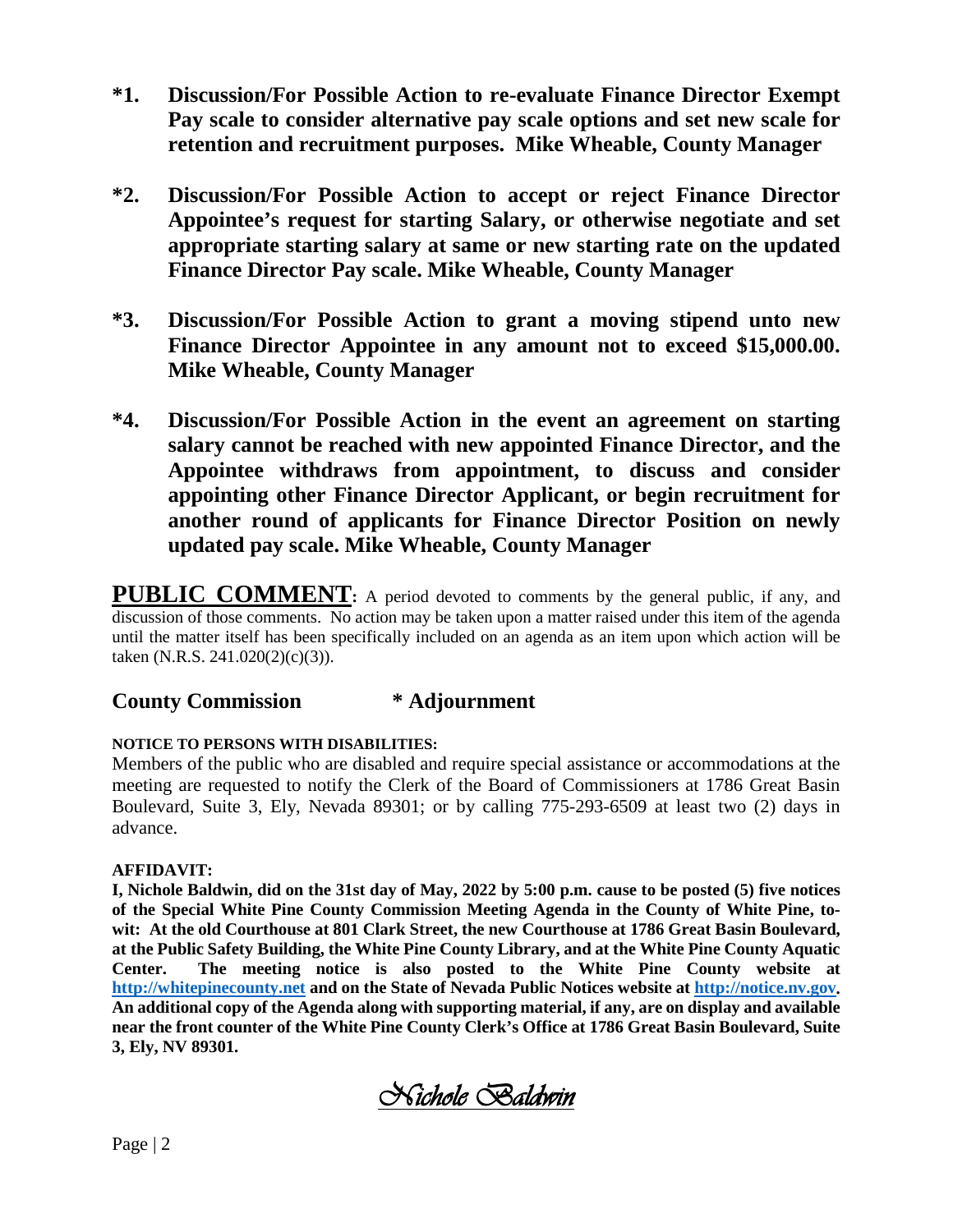**\*1. Discussion/For Possible Action to re-evaluate Finance Director Exempt Pay scale to consider alternative pay scale options and set new scale for retention and recruitment purposes. Mike Wheable, County Manager**

**\*2. Discussion/For Possible Action to accept or reject Finance Director Appointee's request for starting Salary, or otherwise negotiate and set appropriate starting salary at same or new starting rate on the updated Finance Director Pay scale. Mike Wheable, County Manager**

**\*3. Discussion/For Possible Action to grant a moving stipend unto new Finance Director Appointee in any amount not to exceed $15,000.00. Mike Wheable, County Manager**

**\*4. Discussion/For Possible Action in the event an agreement on starting salary cannot be reached with new appointed Finance Director, and the Appointee withdraws from appointment, to discuss and consider appointing other Finance Director Applicant, or begin recruitment for another round of applicants for Finance Director Position on newly updated pay scale. Mike Wheable, County Manager**

**PUBLIC COMMENT**: A period devoted to comments by the general public, if any, and discussion of those comments. No action may be taken upon a matter raised under this item of the agenda until the matter itself has been specifically included on an agenda as an item upon which action will be taken (N.R.S. 241.020(2)(c)(3)).

## County Commission * Adjournment

**NOTICE TO PERSONS WITH DISABILITIES:**

Members of the public who are disabled and require special assistance or accommodations at the meeting are requested to notify the Clerk of the Board of Commissioners at 1786 Great Basin Boulevard, Suite 3, Ely, Nevada 89301; or by calling 775-293-6509 at least two (2) days in advance.

**AFFIDAVIT:**

**I, Nichole Baldwin, did on the 31st day of May, 2022 by 5:00 p.m. cause to be posted (5) five notices of the Special White Pine County Commission Meeting Agenda in the County of White Pine, to-wit: At the old Courthouse at 801 Clark Street, the new Courthouse at 1786 Great Basin Boulevard, at the Public Safety Building, the White Pine County Library, and at the White Pine County Aquatic Center. The meeting notice is also posted to the White Pine County website at http://whitepinecounty.net and on the State of Nevada Public Notices website at http://notice.nv.gov. An additional copy of the Agenda along with supporting material, if any, are on display and available near the front counter of the White Pine County Clerk's Office at 1786 Great Basin Boulevard, Suite 3, Ely, NV 89301.**

*Nichole Baldwin*